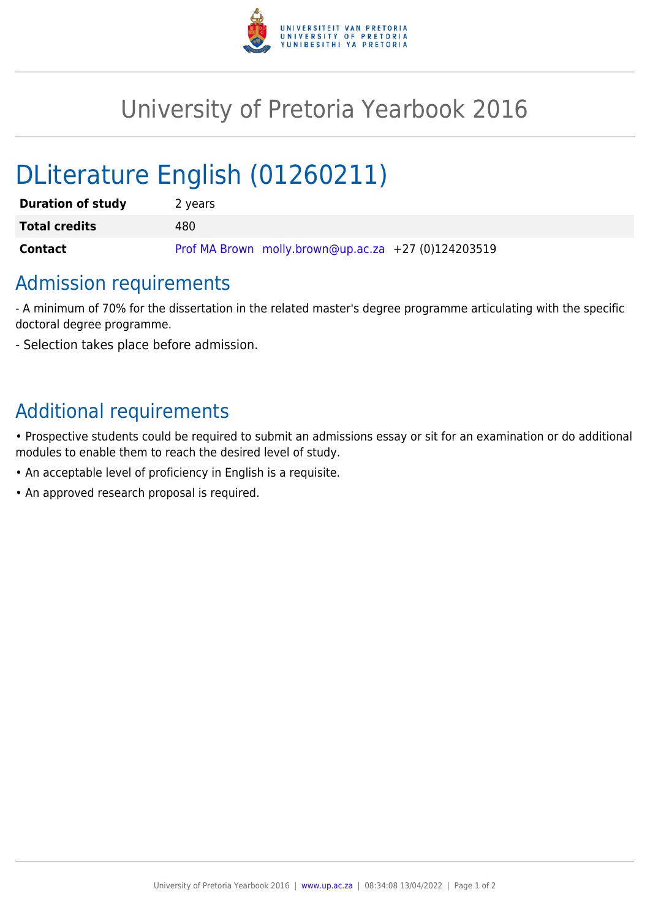# University of Pretoria Yearbook 2016

# DLiterature English (01260211)

| | |
|---|---|
| **Duration of study** | 2 years |
| **Total credits** | 480 |
| **Contact** | Prof MA Brown molly.brown@up.ac.za +27 (0)124203519 |

## Admission requirements

- A minimum of 70% for the dissertation in the related master's degree programme articulating with the specific doctoral degree programme.
- Selection takes place before admission.

## Additional requirements

- Prospective students could be required to submit an admissions essay or sit for an examination or do additional modules to enable them to reach the desired level of study.
- An acceptable level of proficiency in English is a requisite.
- An approved research proposal is required.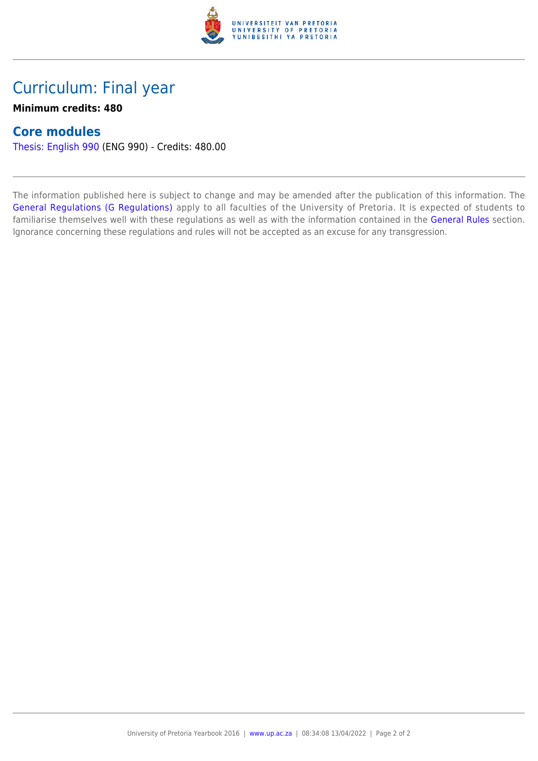## Curriculum: Final year

**Minimum credits: 480**

### Core modules

Thesis: English 990 (ENG 990) - Credits: 480.00

The information published here is subject to change and may be amended after the publication of this information. The General Regulations (G Regulations) apply to all faculties of the University of Pretoria. It is expected of students to familiarise themselves well with these regulations as well as with the information contained in the General Rules section. Ignorance concerning these regulations and rules will not be accepted as an excuse for any transgression.